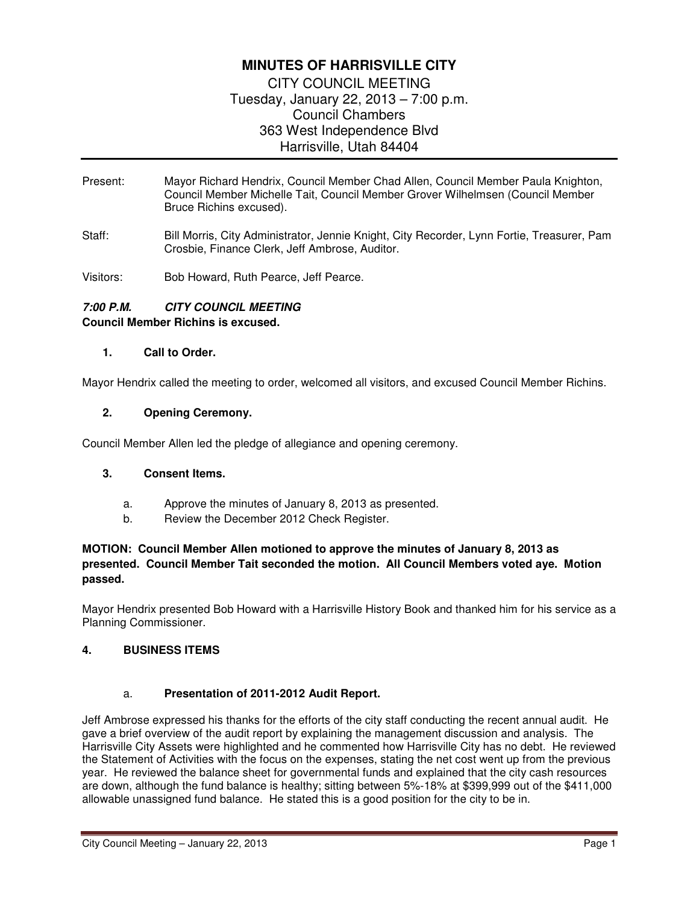# MINUTES OF HARRISVILLE CITY

CITY COUNCIL MEETING
Tuesday, January 22, 2013 – 7:00 p.m.
Council Chambers
363 West Independence Blvd
Harrisville, Utah 84404

---

Present: Mayor Richard Hendrix, Council Member Chad Allen, Council Member Paula Knighton, Council Member Michelle Tait, Council Member Grover Wilhelmsen (Council Member Bruce Richins excused).

Staff: Bill Morris, City Administrator, Jennie Knight, City Recorder, Lynn Fortie, Treasurer, Pam Crosbie, Finance Clerk, Jeff Ambrose, Auditor.

Visitors: Bob Howard, Ruth Pearce, Jeff Pearce.

***7:00 P.M. CITY COUNCIL MEETING***
**Council Member Richins is excused.**

**1. Call to Order.**

Mayor Hendrix called the meeting to order, welcomed all visitors, and excused Council Member Richins.

**2. Opening Ceremony.**

Council Member Allen led the pledge of allegiance and opening ceremony.

**3. Consent Items.**

a. Approve the minutes of January 8, 2013 as presented.
b. Review the December 2012 Check Register.

**MOTION: Council Member Allen motioned to approve the minutes of January 8, 2013 as presented. Council Member Tait seconded the motion. All Council Members voted aye. Motion passed.**

Mayor Hendrix presented Bob Howard with a Harrisville History Book and thanked him for his service as a Planning Commissioner.

**4. BUSINESS ITEMS**

a. **Presentation of 2011-2012 Audit Report.**

Jeff Ambrose expressed his thanks for the efforts of the city staff conducting the recent annual audit. He gave a brief overview of the audit report by explaining the management discussion and analysis. The Harrisville City Assets were highlighted and he commented how Harrisville City has no debt. He reviewed the Statement of Activities with the focus on the expenses, stating the net cost went up from the previous year. He reviewed the balance sheet for governmental funds and explained that the city cash resources are down, although the fund balance is healthy; sitting between 5%-18% at $399,999 out of the $411,000 allowable unassigned fund balance. He stated this is a good position for the city to be in.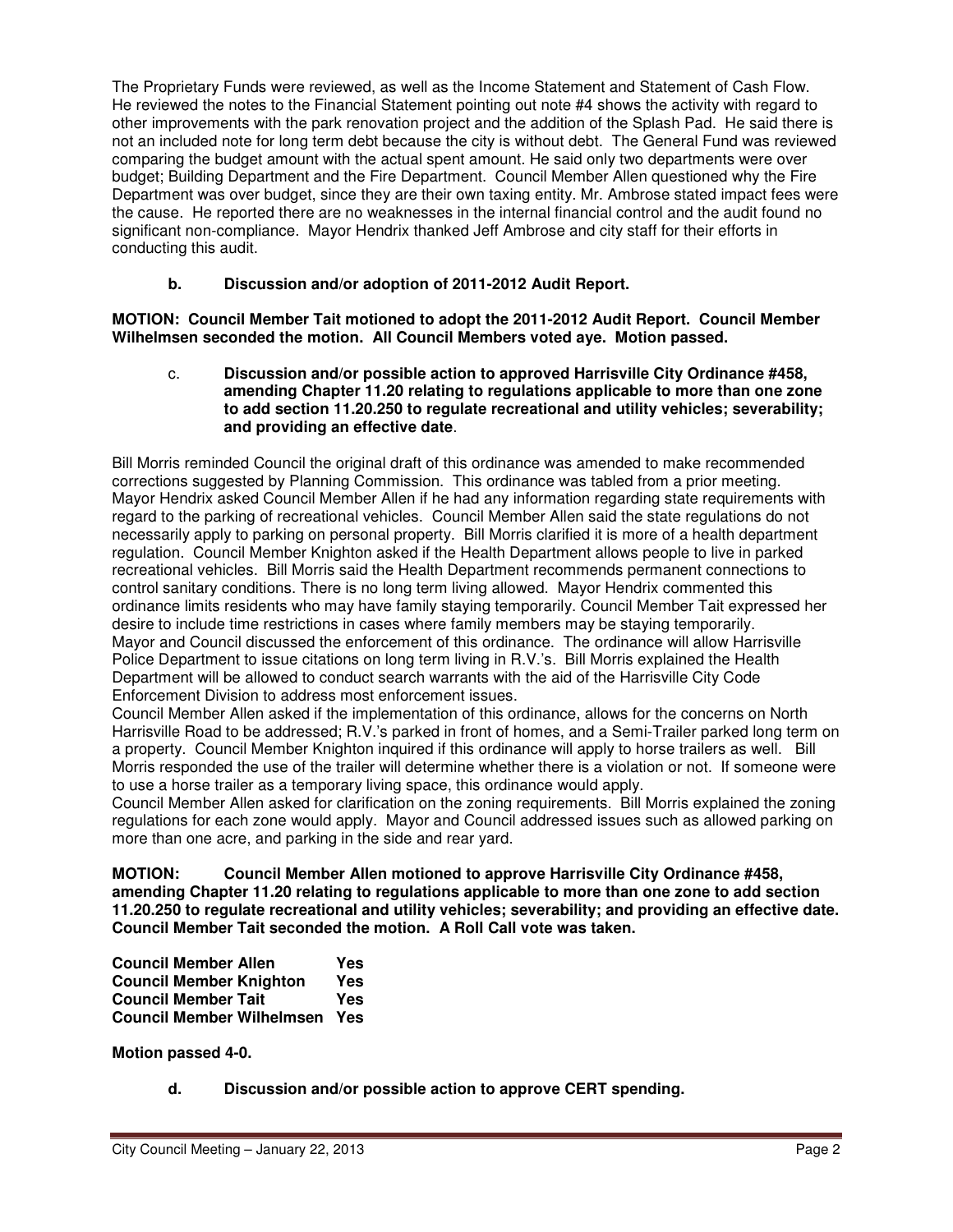The Proprietary Funds were reviewed, as well as the Income Statement and Statement of Cash Flow. He reviewed the notes to the Financial Statement pointing out note #4 shows the activity with regard to other improvements with the park renovation project and the addition of the Splash Pad. He said there is not an included note for long term debt because the city is without debt. The General Fund was reviewed comparing the budget amount with the actual spent amount. He said only two departments were over budget; Building Department and the Fire Department. Council Member Allen questioned why the Fire Department was over budget, since they are their own taxing entity. Mr. Ambrose stated impact fees were the cause. He reported there are no weaknesses in the internal financial control and the audit found no significant non-compliance. Mayor Hendrix thanked Jeff Ambrose and city staff for their efforts in conducting this audit.

**b. Discussion and/or adoption of 2011-2012 Audit Report.**

**MOTION: Council Member Tait motioned to adopt the 2011-2012 Audit Report. Council Member Wilhelmsen seconded the motion. All Council Members voted aye. Motion passed.**

c. **Discussion and/or possible action to approved Harrisville City Ordinance #458, amending Chapter 11.20 relating to regulations applicable to more than one zone to add section 11.20.250 to regulate recreational and utility vehicles; severability; and providing an effective date**.

Bill Morris reminded Council the original draft of this ordinance was amended to make recommended corrections suggested by Planning Commission. This ordinance was tabled from a prior meeting. Mayor Hendrix asked Council Member Allen if he had any information regarding state requirements with regard to the parking of recreational vehicles. Council Member Allen said the state regulations do not necessarily apply to parking on personal property. Bill Morris clarified it is more of a health department regulation. Council Member Knighton asked if the Health Department allows people to live in parked recreational vehicles. Bill Morris said the Health Department recommends permanent connections to control sanitary conditions. There is no long term living allowed. Mayor Hendrix commented this ordinance limits residents who may have family staying temporarily. Council Member Tait expressed her desire to include time restrictions in cases where family members may be staying temporarily. Mayor and Council discussed the enforcement of this ordinance. The ordinance will allow Harrisville Police Department to issue citations on long term living in R.V.'s. Bill Morris explained the Health Department will be allowed to conduct search warrants with the aid of the Harrisville City Code Enforcement Division to address most enforcement issues.

Council Member Allen asked if the implementation of this ordinance, allows for the concerns on North Harrisville Road to be addressed; R.V.'s parked in front of homes, and a Semi-Trailer parked long term on a property. Council Member Knighton inquired if this ordinance will apply to horse trailers as well. Bill Morris responded the use of the trailer will determine whether there is a violation or not. If someone were to use a horse trailer as a temporary living space, this ordinance would apply.

Council Member Allen asked for clarification on the zoning requirements. Bill Morris explained the zoning regulations for each zone would apply. Mayor and Council addressed issues such as allowed parking on more than one acre, and parking in the side and rear yard.

**MOTION: Council Member Allen motioned to approve Harrisville City Ordinance #458, amending Chapter 11.20 relating to regulations applicable to more than one zone to add section 11.20.250 to regulate recreational and utility vehicles; severability; and providing an effective date. Council Member Tait seconded the motion. A Roll Call vote was taken.**

| | |
|---|---|
| **Council Member Allen** | **Yes** |
| **Council Member Knighton** | **Yes** |
| **Council Member Tait** | **Yes** |
| **Council Member Wilhelmsen** | **Yes** |

**Motion passed 4-0.**

**d. Discussion and/or possible action to approve CERT spending.**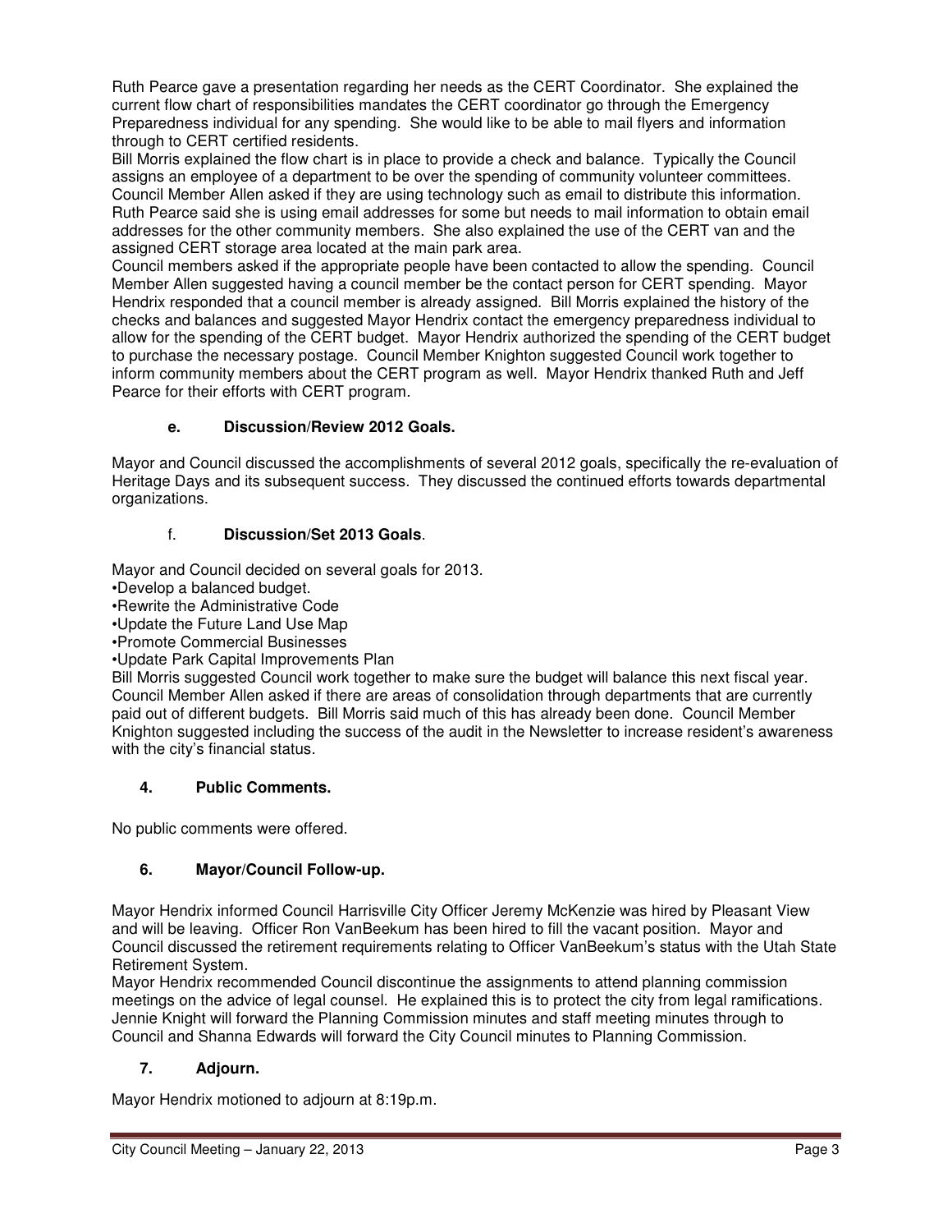Ruth Pearce gave a presentation regarding her needs as the CERT Coordinator. She explained the current flow chart of responsibilities mandates the CERT coordinator go through the Emergency Preparedness individual for any spending. She would like to be able to mail flyers and information through to CERT certified residents.

Bill Morris explained the flow chart is in place to provide a check and balance. Typically the Council assigns an employee of a department to be over the spending of community volunteer committees. Council Member Allen asked if they are using technology such as email to distribute this information. Ruth Pearce said she is using email addresses for some but needs to mail information to obtain email addresses for the other community members. She also explained the use of the CERT van and the assigned CERT storage area located at the main park area.

Council members asked if the appropriate people have been contacted to allow the spending. Council Member Allen suggested having a council member be the contact person for CERT spending. Mayor Hendrix responded that a council member is already assigned. Bill Morris explained the history of the checks and balances and suggested Mayor Hendrix contact the emergency preparedness individual to allow for the spending of the CERT budget. Mayor Hendrix authorized the spending of the CERT budget to purchase the necessary postage. Council Member Knighton suggested Council work together to inform community members about the CERT program as well. Mayor Hendrix thanked Ruth and Jeff Pearce for their efforts with CERT program.

### e. Discussion/Review 2012 Goals.

Mayor and Council discussed the accomplishments of several 2012 goals, specifically the re-evaluation of Heritage Days and its subsequent success. They discussed the continued efforts towards departmental organizations.

### f. Discussion/Set 2013 Goals.

Mayor and Council decided on several goals for 2013.

- Develop a balanced budget.
- Rewrite the Administrative Code
- Update the Future Land Use Map
- Promote Commercial Businesses
- Update Park Capital Improvements Plan

Bill Morris suggested Council work together to make sure the budget will balance this next fiscal year. Council Member Allen asked if there are areas of consolidation through departments that are currently paid out of different budgets. Bill Morris said much of this has already been done. Council Member Knighton suggested including the success of the audit in the Newsletter to increase resident's awareness with the city's financial status.

## 4. Public Comments.

No public comments were offered.

## 6. Mayor/Council Follow-up.

Mayor Hendrix informed Council Harrisville City Officer Jeremy McKenzie was hired by Pleasant View and will be leaving. Officer Ron VanBeekum has been hired to fill the vacant position. Mayor and Council discussed the retirement requirements relating to Officer VanBeekum's status with the Utah State Retirement System.

Mayor Hendrix recommended Council discontinue the assignments to attend planning commission meetings on the advice of legal counsel. He explained this is to protect the city from legal ramifications. Jennie Knight will forward the Planning Commission minutes and staff meeting minutes through to Council and Shanna Edwards will forward the City Council minutes to Planning Commission.

## 7. Adjourn.

Mayor Hendrix motioned to adjourn at 8:19p.m.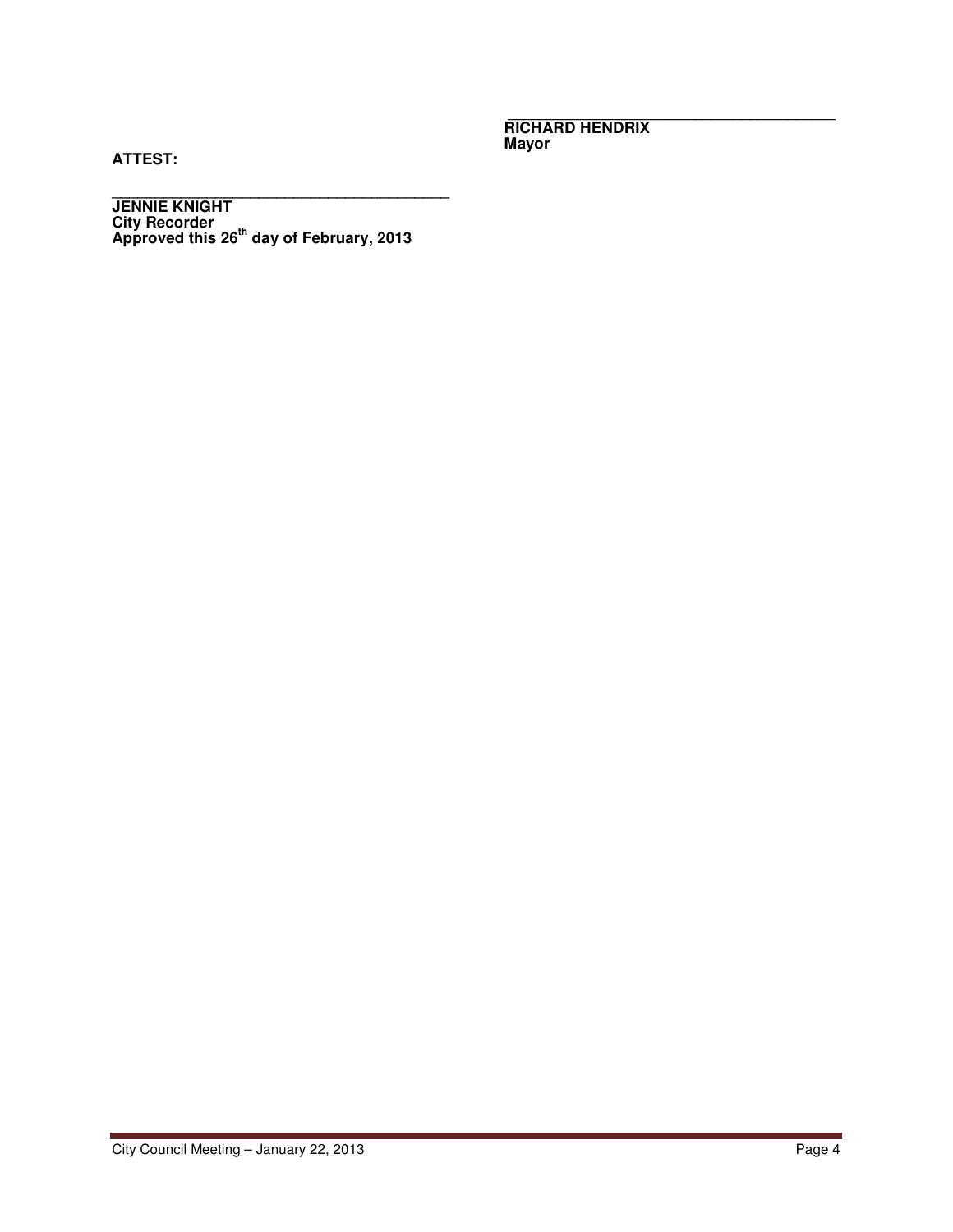\_\_\_\_\_\_\_\_\_\_\_\_\_\_\_\_\_\_\_\_\_\_\_\_\_\_\_\_\_\_\_\_\_\_\_\_\_\_\_\_
**RICHARD HENDRIX**
**Mayor**

**ATTEST:**

\_\_\_\_\_\_\_\_\_\_\_\_\_\_\_\_\_\_\_\_\_\_\_\_\_\_\_\_\_\_\_\_\_\_\_\_\_\_\_\_\_\_
**JENNIE KNIGHT**
**City Recorder**
**Approved this 26th day of February, 2013**